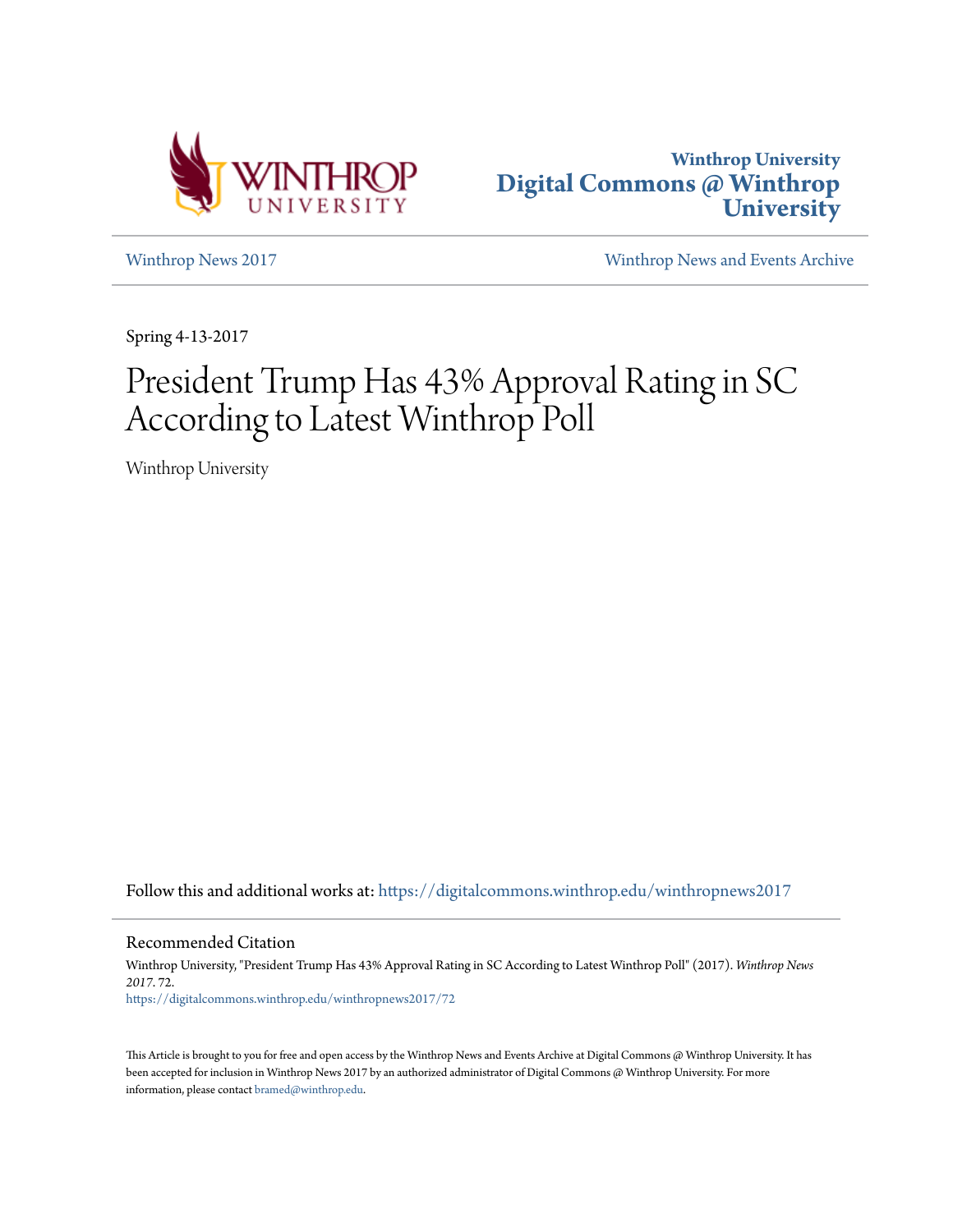Winthrop University
Digital Commons @ Winthrop University

Winthrop News 2017 | Winthrop News and Events Archive

Spring 4-13-2017

# President Trump Has 43% Approval Rating in SC According to Latest Winthrop Poll

Winthrop University

Follow this and additional works at: https://digitalcommons.winthrop.edu/winthropnews2017

## Recommended Citation

Winthrop University, "President Trump Has 43% Approval Rating in SC According to Latest Winthrop Poll" (2017). *Winthrop News 2017*. 72.
https://digitalcommons.winthrop.edu/winthropnews2017/72

This Article is brought to you for free and open access by the Winthrop News and Events Archive at Digital Commons @ Winthrop University. It has been accepted for inclusion in Winthrop News 2017 by an authorized administrator of Digital Commons @ Winthrop University. For more information, please contact bramed@winthrop.edu.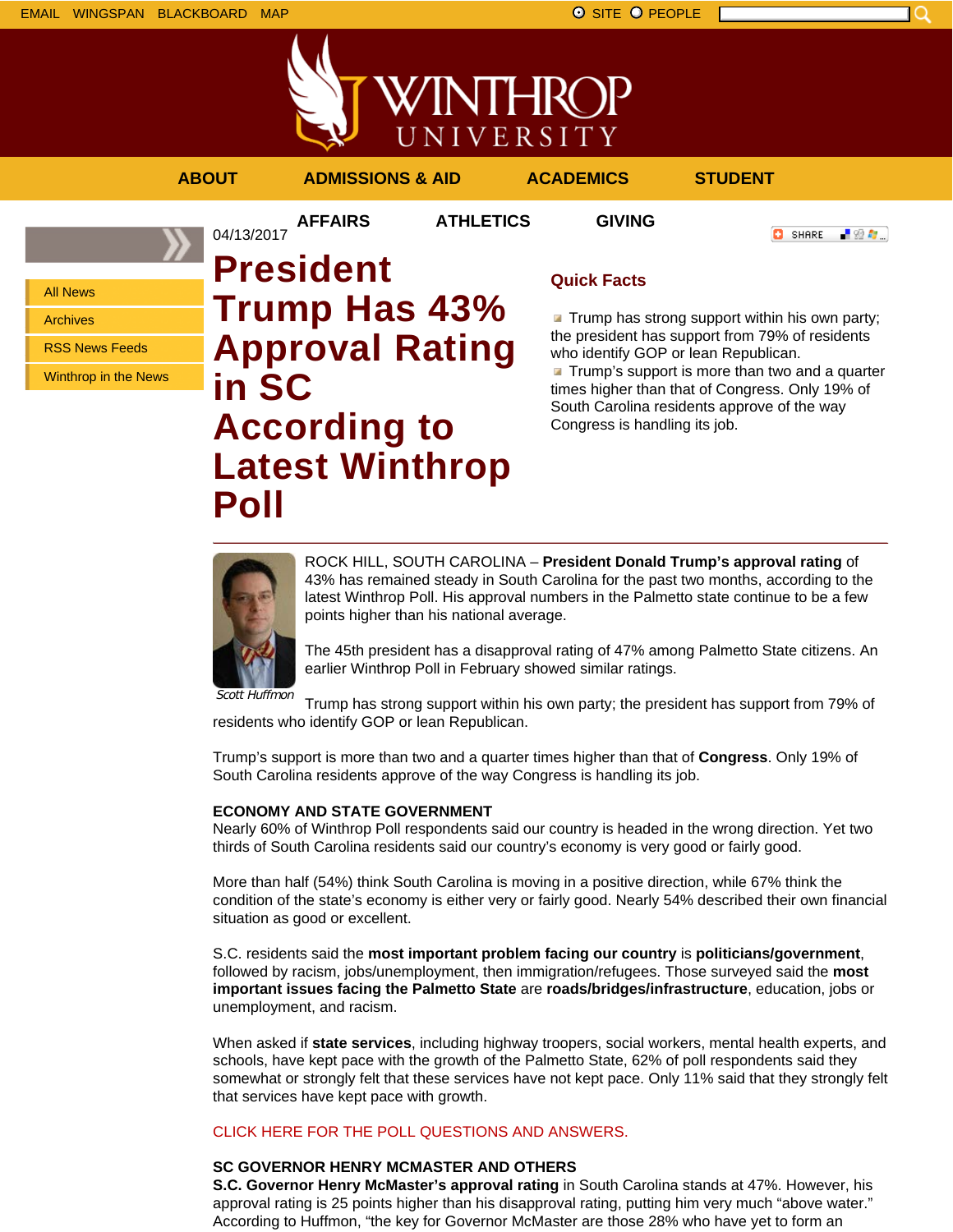EMAIL WINGSPAN BLACKBOARD MAP

SITE PEOPLE

ABOUT ADMISSIONS & AID ACADEMICS STUDENT AFFAIRS ATHLETICS GIVING

- All News
- Archives
- RSS News Feeds
- Winthrop in the News

04/13/2017

# President Trump Has 43% Approval Rating in SC According to Latest Winthrop Poll

SHARE

## Quick Facts

- Trump has strong support within his own party; the president has support from 79% of residents who identify GOP or lean Republican.
- Trump's support is more than two and a quarter times higher than that of Congress. Only 19% of South Carolina residents approve of the way Congress is handling its job.

---

*Scott Huffmon*

ROCK HILL, SOUTH CAROLINA – **President Donald Trump's approval rating** of 43% has remained steady in South Carolina for the past two months, according to the latest Winthrop Poll. His approval numbers in the Palmetto state continue to be a few points higher than his national average.

The 45th president has a disapproval rating of 47% among Palmetto State citizens. An earlier Winthrop Poll in February showed similar ratings.

Trump has strong support within his own party; the president has support from 79% of residents who identify GOP or lean Republican.

Trump's support is more than two and a quarter times higher than that of **Congress**. Only 19% of South Carolina residents approve of the way Congress is handling its job.

**ECONOMY AND STATE GOVERNMENT**
Nearly 60% of Winthrop Poll respondents said our country is headed in the wrong direction. Yet two thirds of South Carolina residents said our country's economy is very good or fairly good.

More than half (54%) think South Carolina is moving in a positive direction, while 67% think the condition of the state's economy is either very or fairly good. Nearly 54% described their own financial situation as good or excellent.

S.C. residents said the **most important problem facing our country** is **politicians/government**, followed by racism, jobs/unemployment, then immigration/refugees. Those surveyed said the **most important issues facing the Palmetto State** are **roads/bridges/infrastructure**, education, jobs or unemployment, and racism.

When asked if **state services**, including highway troopers, social workers, mental health experts, and schools, have kept pace with the growth of the Palmetto State, 62% of poll respondents said they somewhat or strongly felt that these services have not kept pace. Only 11% said that they strongly felt that services have kept pace with growth.

CLICK HERE FOR THE POLL QUESTIONS AND ANSWERS.

**SC GOVERNOR HENRY MCMASTER AND OTHERS**
**S.C. Governor Henry McMaster's approval rating** in South Carolina stands at 47%. However, his approval rating is 25 points higher than his disapproval rating, putting him very much "above water." According to Huffmon, "the key for Governor McMaster are those 28% who have yet to form an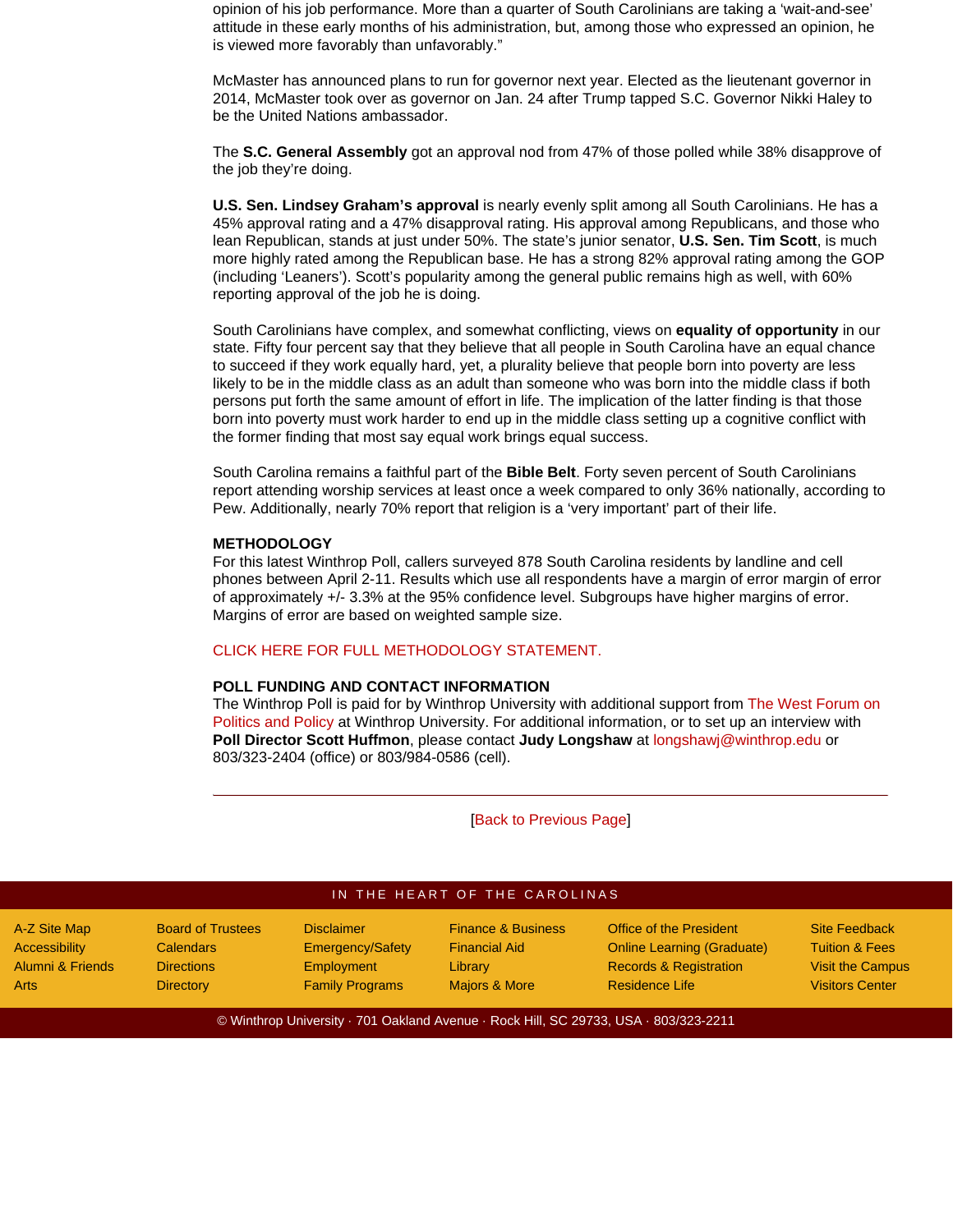opinion of his job performance. More than a quarter of South Carolinians are taking a 'wait-and-see' attitude in these early months of his administration, but, among those who expressed an opinion, he is viewed more favorably than unfavorably."

McMaster has announced plans to run for governor next year. Elected as the lieutenant governor in 2014, McMaster took over as governor on Jan. 24 after Trump tapped S.C. Governor Nikki Haley to be the United Nations ambassador.

The **S.C. General Assembly** got an approval nod from 47% of those polled while 38% disapprove of the job they're doing.

**U.S. Sen. Lindsey Graham's approval** is nearly evenly split among all South Carolinians. He has a 45% approval rating and a 47% disapproval rating. His approval among Republicans, and those who lean Republican, stands at just under 50%. The state's junior senator, **U.S. Sen. Tim Scott**, is much more highly rated among the Republican base. He has a strong 82% approval rating among the GOP (including 'Leaners'). Scott's popularity among the general public remains high as well, with 60% reporting approval of the job he is doing.

South Carolinians have complex, and somewhat conflicting, views on **equality of opportunity** in our state. Fifty four percent say that they believe that all people in South Carolina have an equal chance to succeed if they work equally hard, yet, a plurality believe that people born into poverty are less likely to be in the middle class as an adult than someone who was born into the middle class if both persons put forth the same amount of effort in life. The implication of the latter finding is that those born into poverty must work harder to end up in the middle class setting up a cognitive conflict with the former finding that most say equal work brings equal success.

South Carolina remains a faithful part of the **Bible Belt**. Forty seven percent of South Carolinians report attending worship services at least once a week compared to only 36% nationally, according to Pew. Additionally, nearly 70% report that religion is a 'very important' part of their life.

**METHODOLOGY**
For this latest Winthrop Poll, callers surveyed 878 South Carolina residents by landline and cell phones between April 2-11. Results which use all respondents have a margin of error margin of error of approximately +/- 3.3% at the 95% confidence level. Subgroups have higher margins of error. Margins of error are based on weighted sample size.

CLICK HERE FOR FULL METHODOLOGY STATEMENT.

**POLL FUNDING AND CONTACT INFORMATION**
The Winthrop Poll is paid for by Winthrop University with additional support from The West Forum on Politics and Policy at Winthrop University. For additional information, or to set up an interview with **Poll Director Scott Huffmon**, please contact **Judy Longshaw** at longshawj@winthrop.edu or 803/323-2404 (office) or 803/984-0586 (cell).

---

[Back to Previous Page]

IN THE HEART OF THE CAROLINAS

A-Z Site Map
Accessibility
Alumni & Friends
Arts
Board of Trustees
Calendars
Directions
Directory
Disclaimer
Emergency/Safety
Employment
Family Programs
Finance & Business
Financial Aid
Library
Majors & More
Office of the President
Online Learning (Graduate)
Records & Registration
Residence Life
Site Feedback
Tuition & Fees
Visit the Campus
Visitors Center

© Winthrop University · 701 Oakland Avenue · Rock Hill, SC 29733, USA · 803/323-2211